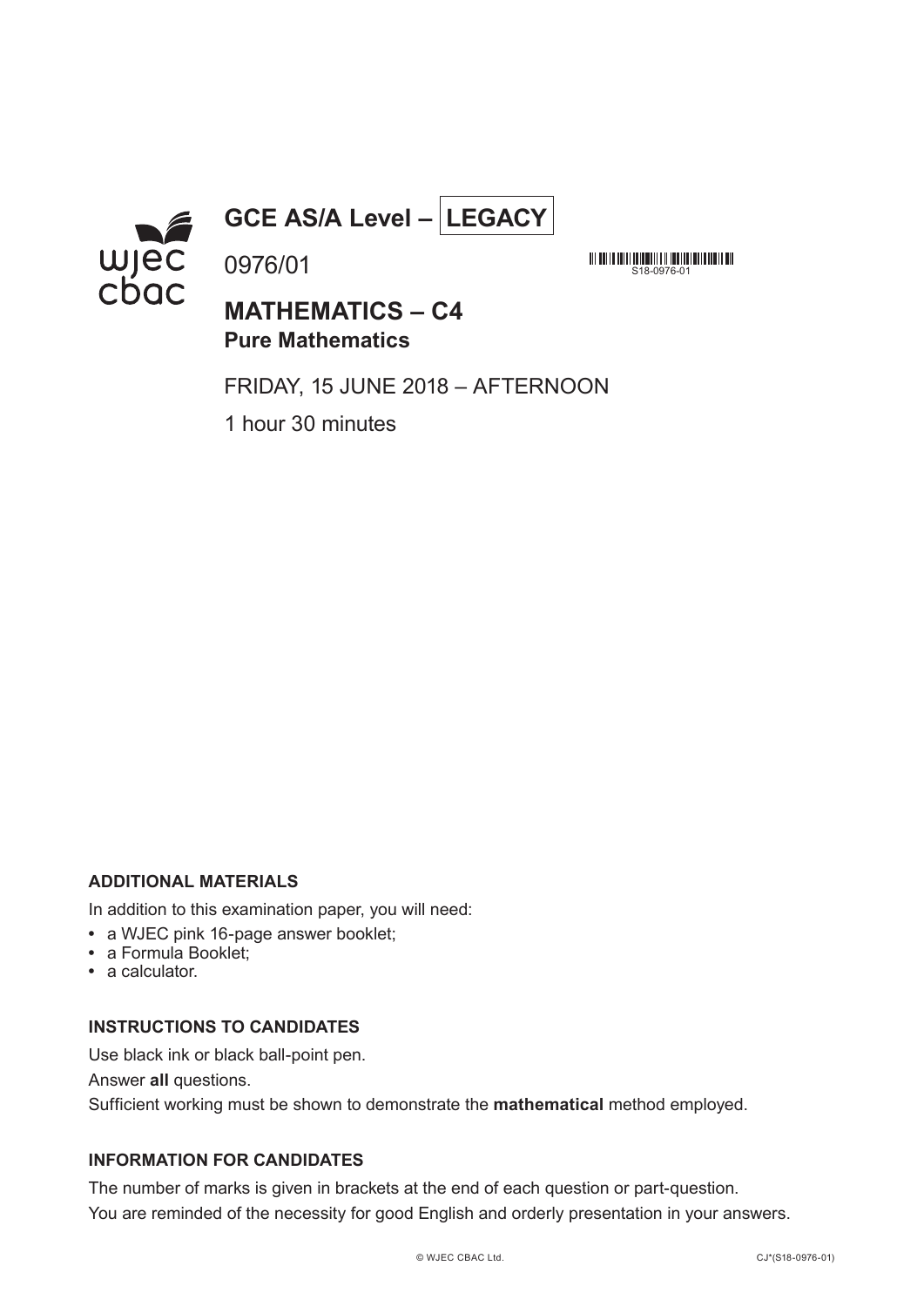# GCE AS/A Level – LEGACY

0976/01

S18-0976-01

## MATHEMATICS – C4
### Pure Mathematics

FRIDAY, 15 JUNE 2018 – AFTERNOON

1 hour 30 minutes

**ADDITIONAL MATERIALS**

In addition to this examination paper, you will need:

- a WJEC pink 16-page answer booklet;
- a Formula Booklet;
- a calculator.

**INSTRUCTIONS TO CANDIDATES**

Use black ink or black ball-point pen.

Answer **all** questions.

Sufficient working must be shown to demonstrate the **mathematical** method employed.

**INFORMATION FOR CANDIDATES**

The number of marks is given in brackets at the end of each question or part-question.

You are reminded of the necessity for good English and orderly presentation in your answers.

© WJEC CBAC Ltd. CJ*(S18-0976-01)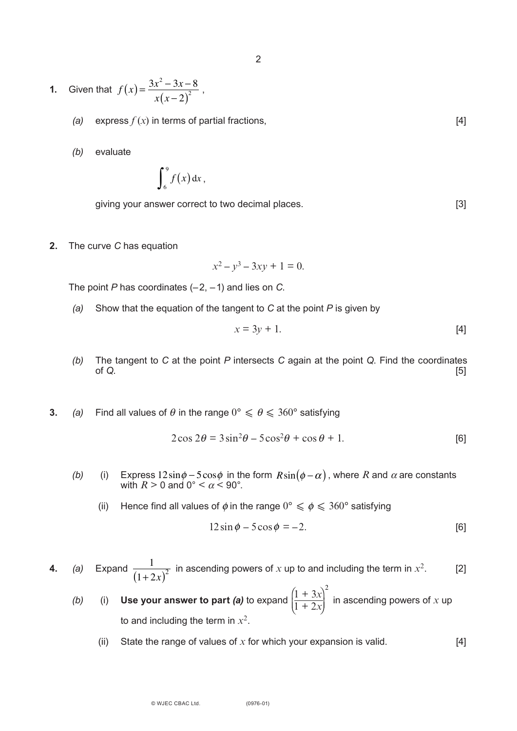**1.** Given that $f(x) = \dfrac{3x^2 - 3x - 8}{x(x-2)^2}$ ,

*(a)* express $f(x)$ in terms of partial fractions, [4]

*(b)* evaluate

$$\int_6^9 f(x)\,\mathrm{d}x\,,$$

giving your answer correct to two decimal places. [3]

**2.** The curve $C$ has equation

$$x^2 - y^3 - 3xy + 1 = 0.$$

The point $P$ has coordinates $(-2, -1)$ and lies on $C$.

*(a)* Show that the equation of the tangent to $C$ at the point $P$ is given by

$$x = 3y + 1.$$ [4]

*(b)* The tangent to $C$ at the point $P$ intersects $C$ again at the point $Q$. Find the coordinates of $Q$. [5]

**3.** *(a)* Find all values of $\theta$ in the range $0° \leqslant \theta \leqslant 360°$ satisfying

$$2\cos 2\theta = 3\sin^2\theta - 5\cos^2\theta + \cos\theta + 1.$$ [6]

*(b)* (i) Express $12\sin\phi - 5\cos\phi$ in the form $R\sin(\phi - \alpha)$, where $R$ and $\alpha$ are constants with $R > 0$ and $0° < \alpha < 90°$.

(ii) Hence find all values of $\phi$ in the range $0° \leqslant \phi \leqslant 360°$ satisfying

$$12\sin\phi - 5\cos\phi = -2.$$ [6]

**4.** *(a)* Expand $\dfrac{1}{(1+2x)^2}$ in ascending powers of $x$ up to and including the term in $x^2$. [2]

*(b)* (i) **Use your answer to part *(a)*** to expand $\left(\dfrac{1+3x}{1+2x}\right)^2$ in ascending powers of $x$ up to and including the term in $x^2$.

(ii) State the range of values of $x$ for which your expansion is valid. [4]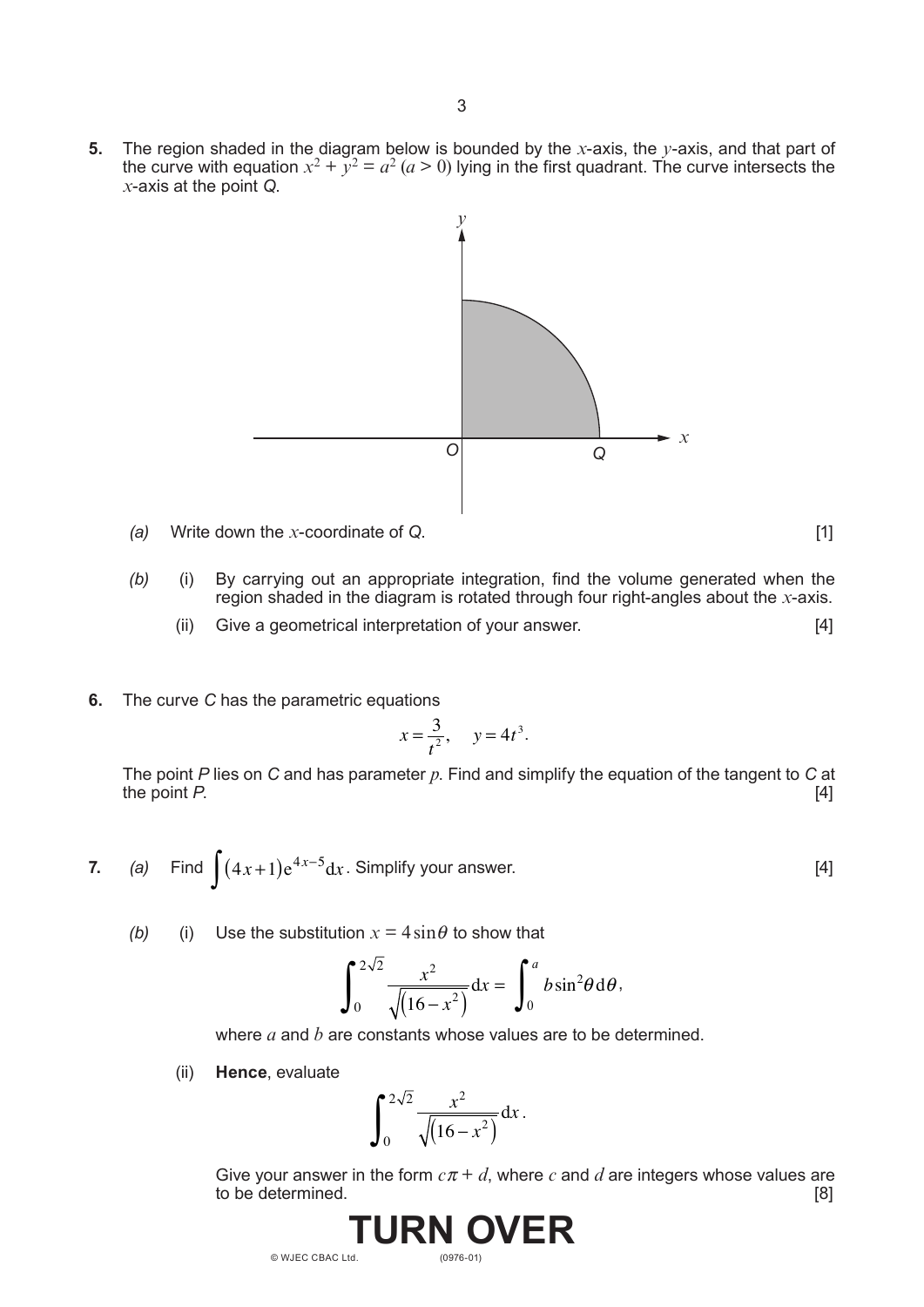**5.** The region shaded in the diagram below is bounded by the $x$-axis, the $y$-axis, and that part of the curve with equation $x^2 + y^2 = a^2$ $(a > 0)$ lying in the first quadrant. The curve intersects the $x$-axis at the point $Q$.

*(a)* Write down the $x$-coordinate of $Q$. [1]

*(b)* (i) By carrying out an appropriate integration, find the volume generated when the region shaded in the diagram is rotated through four right-angles about the $x$-axis.

(ii) Give a geometrical interpretation of your answer. [4]

**6.** The curve $C$ has the parametric equations

$$x = \frac{3}{t^2}, \quad y = 4t^3.$$

The point $P$ lies on $C$ and has parameter $p$. Find and simplify the equation of the tangent to $C$ at the point $P$. [4]

**7.** *(a)* Find $\int (4x+1)e^{4x-5}\,dx$. Simplify your answer. [4]

*(b)* (i) Use the substitution $x = 4\sin\theta$ to show that

$$\int_0^{2\sqrt{2}} \frac{x^2}{\sqrt{(16-x^2)}}\,dx = \int_0^{a} b\sin^2\theta\,d\theta,$$

where $a$ and $b$ are constants whose values are to be determined.

(ii) **Hence**, evaluate

$$\int_0^{2\sqrt{2}} \frac{x^2}{\sqrt{(16-x^2)}}\,dx.$$

Give your answer in the form $c\pi + d$, where $c$ and $d$ are integers whose values are to be determined. [8]

**TURN OVER**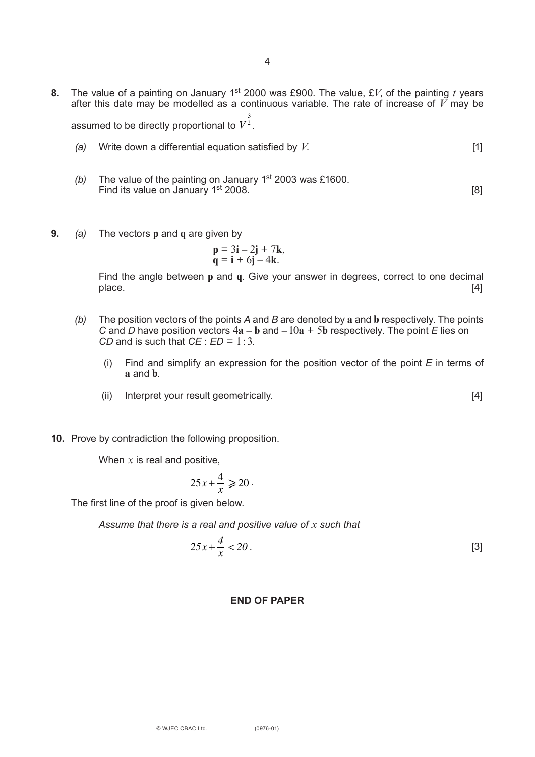**8.** The value of a painting on January 1st 2000 was £900. The value, £$V$, of the painting $t$ years after this date may be modelled as a continuous variable. The rate of increase of $V$ may be assumed to be directly proportional to $V^{\frac{3}{2}}$.

*(a)* Write down a differential equation satisfied by $V$. [1]

*(b)* The value of the painting on January 1st 2003 was £1600.
Find its value on January 1st 2008. [8]

**9.** *(a)* The vectors $\mathbf{p}$ and $\mathbf{q}$ are given by

$$\mathbf{p} = 3\mathbf{i} - 2\mathbf{j} + 7\mathbf{k},$$
$$\mathbf{q} = \mathbf{i} + 6\mathbf{j} - 4\mathbf{k}.$$

Find the angle between $\mathbf{p}$ and $\mathbf{q}$. Give your answer in degrees, correct to one decimal place. [4]

*(b)* The position vectors of the points *A* and *B* are denoted by $\mathbf{a}$ and $\mathbf{b}$ respectively. The points *C* and *D* have position vectors $4\mathbf{a} - \mathbf{b}$ and $-10\mathbf{a} + 5\mathbf{b}$ respectively. The point *E* lies on *CD* and is such that *CE* : *ED* = $1:3$.

(i) Find and simplify an expression for the position vector of the point *E* in terms of $\mathbf{a}$ and $\mathbf{b}$.

(ii) Interpret your result geometrically. [4]

**10.** Prove by contradiction the following proposition.

When $x$ is real and positive,

$$25x + \frac{4}{x} \geqslant 20.$$

The first line of the proof is given below.

*Assume that there is a real and positive value of $x$ such that*

$$25x + \frac{4}{x} < 20.$$

[3]

**END OF PAPER**